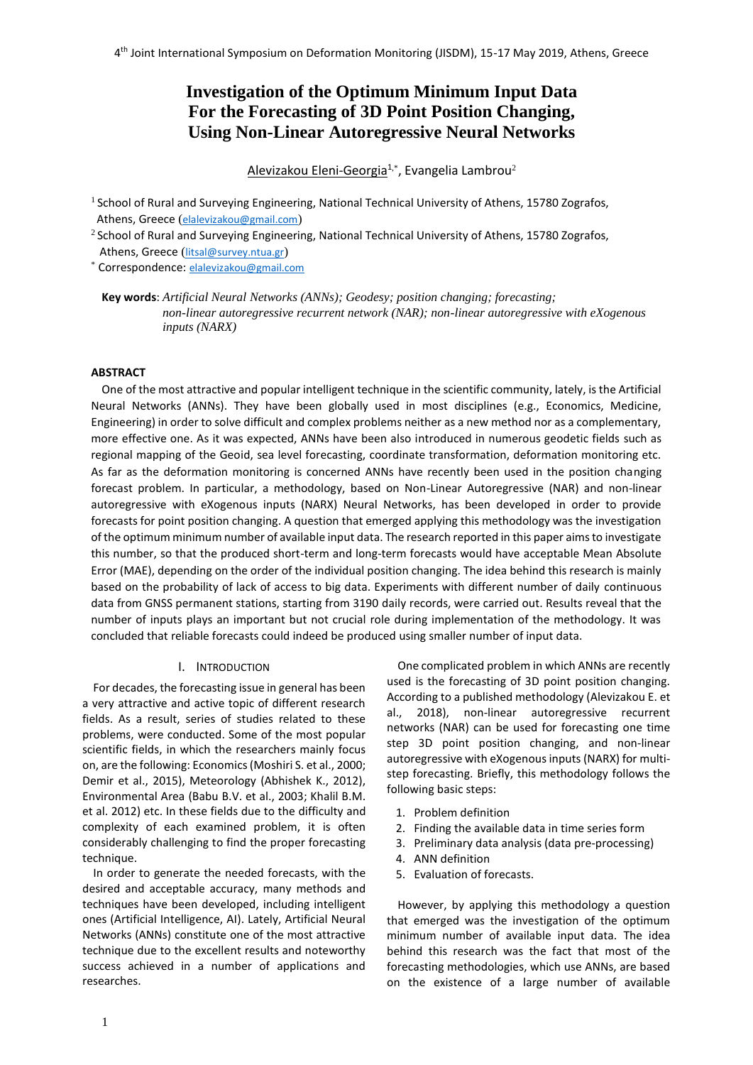# Investigation of the Optimum Minimum Input Data For the Forecasting of 3D Point Position Changing, Using Non-Linear Autoregressive Neural Networks

Alevizakou Eleni-Georgia[1,*], Evangelia Lambrou[2]

[1] School of Rural and Surveying Engineering, National Technical University of Athens, 15780 Zografos, Athens, Greece (elalevizakou@gmail.com)

[2] School of Rural and Surveying Engineering, National Technical University of Athens, 15780 Zografos, Athens, Greece (litsal@survey.ntua.gr)

[*] Correspondence: elalevizakou@gmail.com

**Key words**: *Artificial Neural Networks (ANNs); Geodesy; position changing; forecasting; non-linear autoregressive recurrent network (NAR); non-linear autoregressive with eXogenous inputs (NARX)*

## ABSTRACT

One of the most attractive and popular intelligent technique in the scientific community, lately, is the Artificial Neural Networks (ANNs). They have been globally used in most disciplines (e.g., Economics, Medicine, Engineering) in order to solve difficult and complex problems neither as a new method nor as a complementary, more effective one. As it was expected, ANNs have been also introduced in numerous geodetic fields such as regional mapping of the Geoid, sea level forecasting, coordinate transformation, deformation monitoring etc. As far as the deformation monitoring is concerned ANNs have recently been used in the position changing forecast problem. In particular, a methodology, based on Non-Linear Autoregressive (NAR) and non-linear autoregressive with eXogenous inputs (NARX) Neural Networks, has been developed in order to provide forecasts for point position changing. A question that emerged applying this methodology was the investigation of the optimum minimum number of available input data. The research reported in this paper aims to investigate this number, so that the produced short-term and long-term forecasts would have acceptable Mean Absolute Error (MAE), depending on the order of the individual position changing. The idea behind this research is mainly based on the probability of lack of access to big data. Experiments with different number of daily continuous data from GNSS permanent stations, starting from 3190 daily records, were carried out. Results reveal that the number of inputs plays an important but not crucial role during implementation of the methodology. It was concluded that reliable forecasts could indeed be produced using smaller number of input data.

## I. Introduction

For decades, the forecasting issue in general has been a very attractive and active topic of different research fields. As a result, series of studies related to these problems, were conducted. Some of the most popular scientific fields, in which the researchers mainly focus on, are the following: Economics (Moshiri S. et al., 2000; Demir et al., 2015), Meteorology (Abhishek K., 2012), Environmental Area (Babu B.V. et al., 2003; Khalil B.M. et al. 2012) etc. In these fields due to the difficulty and complexity of each examined problem, it is often considerably challenging to find the proper forecasting technique.

In order to generate the needed forecasts, with the desired and acceptable accuracy, many methods and techniques have been developed, including intelligent ones (Artificial Intelligence, AI). Lately, Artificial Neural Networks (ANNs) constitute one of the most attractive technique due to the excellent results and noteworthy success achieved in a number of applications and researches.

One complicated problem in which ANNs are recently used is the forecasting of 3D point position changing. According to a published methodology (Alevizakou E. et al., 2018), non-linear autoregressive recurrent networks (NAR) can be used for forecasting one time step 3D point position changing, and non-linear autoregressive with eXogenous inputs (NARX) for multi-step forecasting. Briefly, this methodology follows the following basic steps:

1. Problem definition
2. Finding the available data in time series form
3. Preliminary data analysis (data pre-processing)
4. ANN definition
5. Evaluation of forecasts.

However, by applying this methodology a question that emerged was the investigation of the optimum minimum number of available input data. The idea behind this research was the fact that most of the forecasting methodologies, which use ANNs, are based on the existence of a large number of available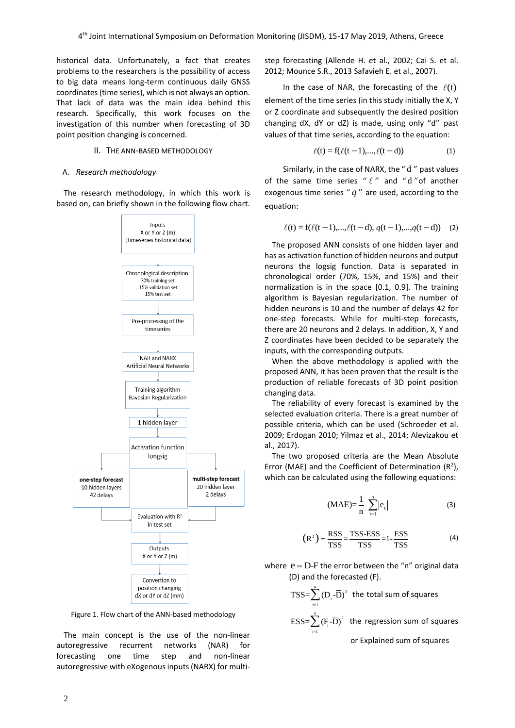historical data. Unfortunately, a fact that creates problems to the researchers is the possibility of access to big data means long-term continuous daily GNSS coordinates (time series), which is not always an option. That lack of data was the main idea behind this research. Specifically, this work focuses on the investigation of this number when forecasting of 3D point position changing is concerned.

## II. The ANN-Based Methodology

### A. *Research methodology*

The research methodology, in which this work is based on, can briefly shown in the following flow chart.

Inputs
X or Y or Z (m)
[timeseries historical data]

Chronological description:
70% training set
15% validation set
15% test set

Pre-processing of the timeseries

NAR and NARX
Artificial Neural Networks

Training algorithm
Bayesian Regularization

1 hidden layer

Activation function
longsig

**one-step forecast**
10 hidden layers
42 delays

**multi-step forecast**
20 hidden layer
2 delays

Evaluation with $R^2$ in test set

Outputs
X or Y or Z (m)

Convertion to position changing
dX or dY or dZ (mm)

Figure 1. Flow chart of the ANN-based methodology

The main concept is the use of the non-linear autoregressive recurrent networks (NAR) for forecasting one time step and non-linear autoregressive with eXogenous inputs (NARX) for multi-step forecasting (Allende H. et al., 2002; Cai S. et al. 2012; Mounce S.R., 2013 Safavieh E. et al., 2007).

In the case of NAR, the forecasting of the $\ell(t)$ element of the time series (in this study initially the X, Y or Z coordinate and subsequently the desired position changing dX, dY or dZ) is made, using only "d" past values of that time series, according to the equation:

$$\ell(t) = f(\ell(t-1),\ldots,\ell(t-d)) \tag{1}$$

Similarly, in the case of NARX, the "$d$" past values of the same time series "$\ell$" and "$d$" of another exogenous time series "$q$" are used, according to the equation:

$$\ell(t) = f(\ell(t-1),\ldots,\ell(t-d),\ q(t-1),\ldots,q(t-d)) \tag{2}$$

The proposed ANN consists of one hidden layer and has as activation function of hidden neurons and output neurons the logsig function. Data is separated in chronological order (70%, 15%, and 15%) and their normalization is in the space [0.1, 0.9]. The training algorithm is Bayesian regularization. The number of hidden neurons is 10 and the number of delays 42 for one-step forecasts. While for multi-step forecasts, there are 20 neurons and 2 delays. In addition, X, Y and Z coordinates have been decided to be separately the inputs, with the corresponding outputs.

When the above methodology is applied with the proposed ANN, it has been proven that the result is the production of reliable forecasts of 3D point position changing data.

The reliability of every forecast is examined by the selected evaluation criteria. There is a great number of possible criteria, which can be used (Schroeder et al. 2009; Erdogan 2010; Yilmaz et al., 2014; Alevizakou et al., 2017).

The two proposed criteria are the Mean Absolute Error (MAE) and the Coefficient of Determination ($R^2$), which can be calculated using the following equations:

$$(\text{MAE}) = \frac{1}{n}\cdot\sum_{t=1}^{n}|e_t| \tag{3}$$

$$(R^2) = \frac{\text{RSS}}{\text{TSS}} = \frac{\text{TSS-ESS}}{\text{TSS}} = 1 - \frac{\text{ESS}}{\text{TSS}} \tag{4}$$

where $e = D - F$ the error between the "n" original data (D) and the forecasted (F).

$\text{TSS} = \sum_{i=1}^{n}(D_i - \bar{D})^2$ the total sum of squares

$\text{ESS} = \sum_{i=1}^{n}(F_i - \bar{D})^2$ the regression sum of squares or Explained sum of squares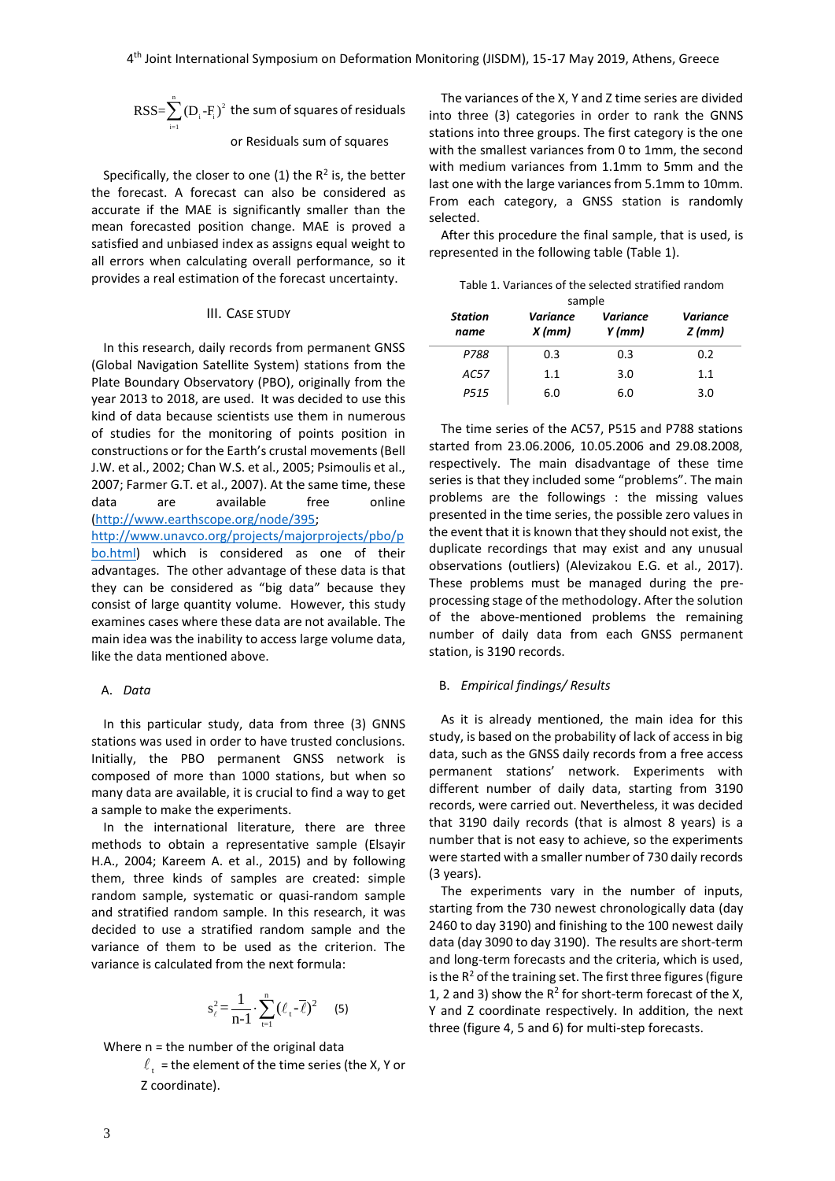$$\text{RSS}=\sum_{i=1}^{n}(D_i-F_i)^2$$ the sum of squares of residuals or Residuals sum of squares

Specifically, the closer to one (1) the $R^2$ is, the better the forecast. A forecast can also be considered as accurate if the MAE is significantly smaller than the mean forecasted position change. MAE is proved a satisfied and unbiased index as assigns equal weight to all errors when calculating overall performance, so it provides a real estimation of the forecast uncertainty.

## III. Case Study

In this research, daily records from permanent GNSS (Global Navigation Satellite System) stations from the Plate Boundary Observatory (PBO), originally from the year 2013 to 2018, are used. It was decided to use this kind of data because scientists use them in numerous of studies for the monitoring of points position in constructions or for the Earth's crustal movements (Bell J.W. et al., 2002; Chan W.S. et al., 2005; Psimoulis et al., 2007; Farmer G.T. et al., 2007). At the same time, these data are available free online (http://www.earthscope.org/node/395; http://www.unavco.org/projects/majorprojects/pbo/pbo.html) which is considered as one of their advantages. The other advantage of these data is that they can be considered as "big data" because they consist of large quantity volume. However, this study examines cases where these data are not available. The main idea was the inability to access large volume data, like the data mentioned above.

### A. *Data*

In this particular study, data from three (3) GNNS stations was used in order to have trusted conclusions. Initially, the PBO permanent GNSS network is composed of more than 1000 stations, but when so many data are available, it is crucial to find a way to get a sample to make the experiments.

In the international literature, there are three methods to obtain a representative sample (Elsayir H.A., 2004; Kareem A. et al., 2015) and by following them, three kinds of samples are created: simple random sample, systematic or quasi-random sample and stratified random sample. In this research, it was decided to use a stratified random sample and the variance of them to be used as the criterion. The variance is calculated from the next formula:

$$s_{\ell}^2=\frac{1}{n-1}\cdot\sum_{t=1}^{n}(\ell_t-\overline{\ell})^2 \quad (5)$$

Where n = the number of the original data

$\ell_t$ = the element of the time series (the X, Y or Z coordinate).

The variances of the X, Y and Z time series are divided into three (3) categories in order to rank the GNNS stations into three groups. The first category is the one with the smallest variances from 0 to 1mm, the second with medium variances from 1.1mm to 5mm and the last one with the large variances from 5.1mm to 10mm. From each category, a GNSS station is randomly selected.

After this procedure the final sample, that is used, is represented in the following table (Table 1).

Table 1. Variances of the selected stratified random sample

| *Station name* | *Variance X (mm)* | *Variance Y (mm)* | *Variance Z (mm)* |
|---|---|---|---|
| *P788* | 0.3 | 0.3 | 0.2 |
| *AC57* | 1.1 | 3.0 | 1.1 |
| *P515* | 6.0 | 6.0 | 3.0 |

The time series of the AC57, P515 and P788 stations started from 23.06.2006, 10.05.2006 and 29.08.2008, respectively. The main disadvantage of these time series is that they included some "problems". The main problems are the followings : the missing values presented in the time series, the possible zero values in the event that it is known that they should not exist, the duplicate recordings that may exist and any unusual observations (outliers) (Alevizakou E.G. et al., 2017). These problems must be managed during the pre-processing stage of the methodology. After the solution of the above-mentioned problems the remaining number of daily data from each GNSS permanent station, is 3190 records.

### B. *Empirical findings/ Results*

As it is already mentioned, the main idea for this study, is based on the probability of lack of access in big data, such as the GNSS daily records from a free access permanent stations' network. Experiments with different number of daily data, starting from 3190 records, were carried out. Nevertheless, it was decided that 3190 daily records (that is almost 8 years) is a number that is not easy to achieve, so the experiments were started with a smaller number of 730 daily records (3 years).

The experiments vary in the number of inputs, starting from the 730 newest chronologically data (day 2460 to day 3190) and finishing to the 100 newest daily data (day 3090 to day 3190). The results are short-term and long-term forecasts and the criteria, which is used, is the $R^2$ of the training set. The first three figures (figure 1, 2 and 3) show the $R^2$ for short-term forecast of the X, Y and Z coordinate respectively. In addition, the next three (figure 4, 5 and 6) for multi-step forecasts.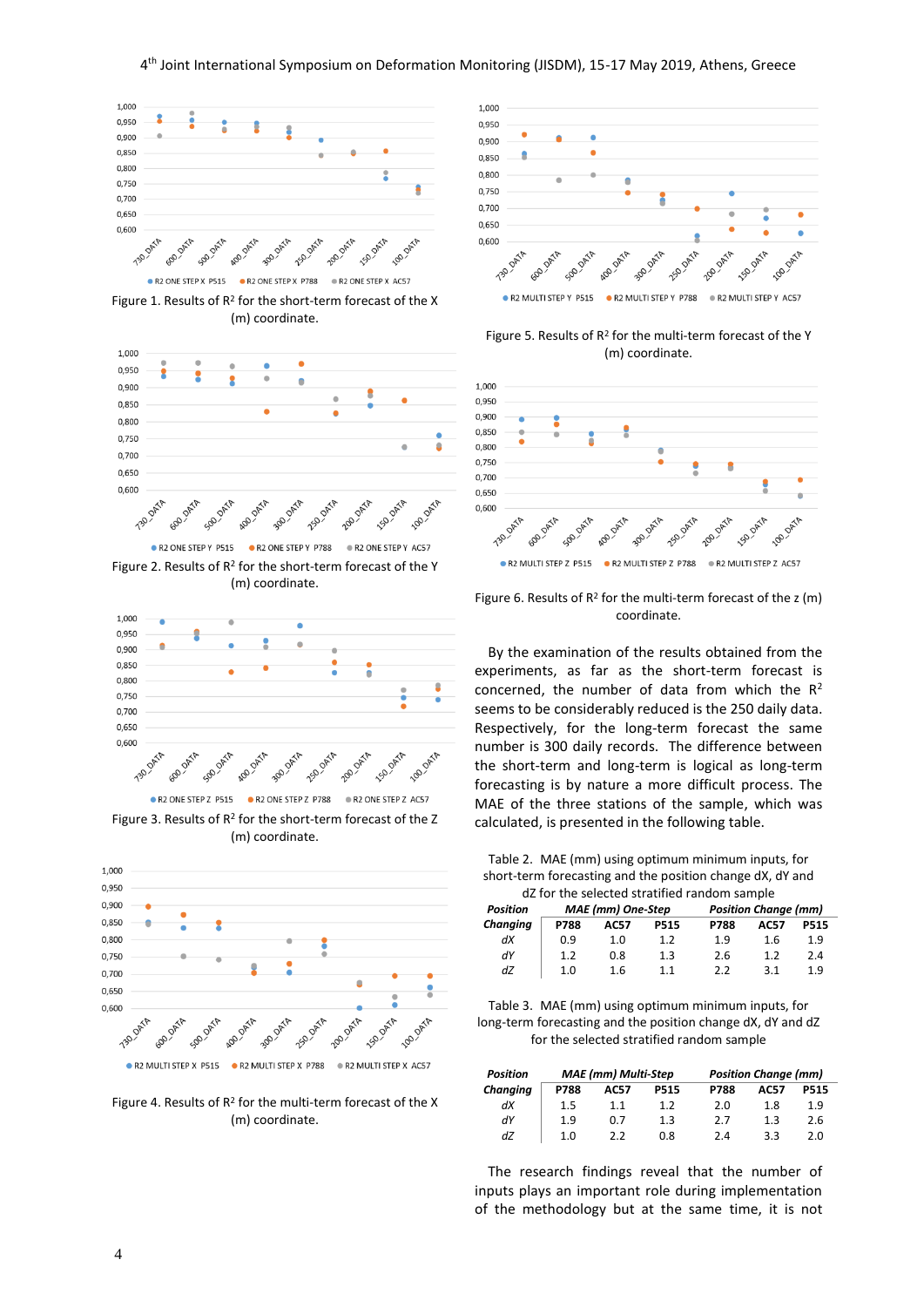Figure 1. Results of $R^2$ for the short-term forecast of the X (m) coordinate.

Figure 2. Results of $R^2$ for the short-term forecast of the Y (m) coordinate.

Figure 3. Results of $R^2$ for the short-term forecast of the Z (m) coordinate.

Figure 4. Results of $R^2$ for the multi-term forecast of the X (m) coordinate.

Figure 5. Results of $R^2$ for the multi-term forecast of the Y (m) coordinate.

Figure 6. Results of $R^2$ for the multi-term forecast of the z (m) coordinate.

By the examination of the results obtained from the experiments, as far as the short-term forecast is concerned, the number of data from which the $R^2$ seems to be considerably reduced is the 250 daily data. Respectively, for the long-term forecast the same number is 300 daily records. The difference between the short-term and long-term is logical as long-term forecasting is by nature a more difficult process. The MAE of the three stations of the sample, which was calculated, is presented in the following table.

Table 2. MAE (mm) using optimum minimum inputs, for short-term forecasting and the position change dX, dY and dZ for the selected stratified random sample

| *Position* | *MAE (mm) One-Step* | | | *Position Change (mm)* | | |
|---|---|---|---|---|---|---|
| *Changing* | **P788** | **AC57** | **P515** | **P788** | **AC57** | **P515** |
| *dX* | 0.9 | 1.0 | 1.2 | 1.9 | 1.6 | 1.9 |
| *dY* | 1.2 | 0.8 | 1.3 | 2.6 | 1.2 | 2.4 |
| *dZ* | 1.0 | 1.6 | 1.1 | 2.2 | 3.1 | 1.9 |

Table 3. MAE (mm) using optimum minimum inputs, for long-term forecasting and the position change dX, dY and dZ for the selected stratified random sample

| *Position* | *MAE (mm) Multi-Step* | | | *Position Change (mm)* | | |
|---|---|---|---|---|---|---|
| *Changing* | **P788** | **AC57** | **P515** | **P788** | **AC57** | **P515** |
| *dX* | 1.5 | 1.1 | 1.2 | 2.0 | 1.8 | 1.9 |
| *dY* | 1.9 | 0.7 | 1.3 | 2.7 | 1.3 | 2.6 |
| *dZ* | 1.0 | 2.2 | 0.8 | 2.4 | 3.3 | 2.0 |

The research findings reveal that the number of inputs plays an important role during implementation of the methodology but at the same time, it is not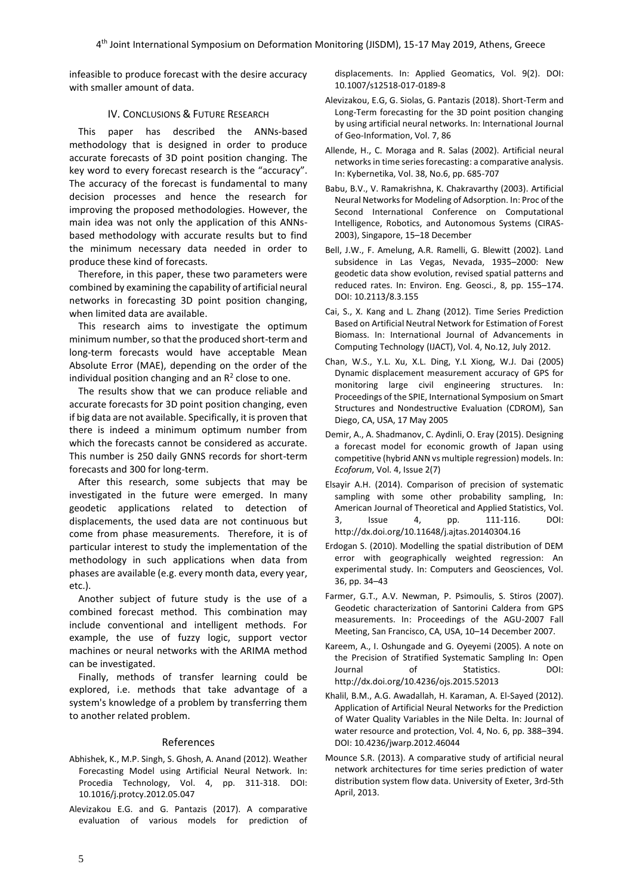infeasible to produce forecast with the desire accuracy with smaller amount of data.

## IV. Conclusions & Future Research

This paper has described the ANNs-based methodology that is designed in order to produce accurate forecasts of 3D point position changing. The key word to every forecast research is the "accuracy". The accuracy of the forecast is fundamental to many decision processes and hence the research for improving the proposed methodologies. However, the main idea was not only the application of this ANNs-based methodology with accurate results but to find the minimum necessary data needed in order to produce these kind of forecasts.

Therefore, in this paper, these two parameters were combined by examining the capability of artificial neural networks in forecasting 3D point position changing, when limited data are available.

This research aims to investigate the optimum minimum number, so that the produced short-term and long-term forecasts would have acceptable Mean Absolute Error (MAE), depending on the order of the individual position changing and an $R^2$ close to one.

The results show that we can produce reliable and accurate forecasts for 3D point position changing, even if big data are not available. Specifically, it is proven that there is indeed a minimum optimum number from which the forecasts cannot be considered as accurate. This number is 250 daily GNNS records for short-term forecasts and 300 for long-term.

After this research, some subjects that may be investigated in the future were emerged. In many geodetic applications related to detection of displacements, the used data are not continuous but come from phase measurements. Therefore, it is of particular interest to study the implementation of the methodology in such applications when data from phases are available (e.g. every month data, every year, etc.).

Another subject of future study is the use of a combined forecast method. This combination may include conventional and intelligent methods. For example, the use of fuzzy logic, support vector machines or neural networks with the ARIMA method can be investigated.

Finally, methods of transfer learning could be explored, i.e. methods that take advantage of a system's knowledge of a problem by transferring them to another related problem.

## References

Abhishek, K., M.P. Singh, S. Ghosh, A. Anand (2012). Weather Forecasting Model using Artificial Neural Network. In: Procedia Technology, Vol. 4, pp. 311-318. DOI: 10.1016/j.protcy.2012.05.047

Alevizakou E.G. and G. Pantazis (2017). A comparative evaluation of various models for prediction of displacements. In: Applied Geomatics, Vol. 9(2). DOI: 10.1007/s12518-017-0189-8

Alevizakou, E.G, G. Siolas, G. Pantazis (2018). Short-Term and Long-Term forecasting for the 3D point position changing by using artificial neural networks. In: International Journal of Geo-Information, Vol. 7, 86

Allende, H., C. Moraga and R. Salas (2002). Artificial neural networks in time series forecasting: a comparative analysis. In: Kybernetika, Vol. 38, No.6, pp. 685-707

Babu, B.V., V. Ramakrishna, K. Chakravarthy (2003). Artificial Neural Networks for Modeling of Adsorption. In: Proc of the Second International Conference on Computational Intelligence, Robotics, and Autonomous Systems (CIRAS-2003), Singapore, 15–18 December

Bell, J.W., F. Amelung, A.R. Ramelli, G. Blewitt (2002). Land subsidence in Las Vegas, Nevada, 1935–2000: New geodetic data show evolution, revised spatial patterns and reduced rates. In: Environ. Eng. Geosci., 8, pp. 155–174. DOI: 10.2113/8.3.155

Cai, S., X. Kang and L. Zhang (2012). Time Series Prediction Based on Artificial Neutral Network for Estimation of Forest Biomass. In: International Journal of Advancements in Computing Technology (IJACT), Vol. 4, No.12, July 2012.

Chan, W.S., Y.L. Xu, X.L. Ding, Y.L Xiong, W.J. Dai (2005) Dynamic displacement measurement accuracy of GPS for monitoring large civil engineering structures. In: Proceedings of the SPIE, International Symposium on Smart Structures and Nondestructive Evaluation (CDROM), San Diego, CA, USA, 17 May 2005

Demir, A., A. Shadmanov, C. Aydinli, O. Eray (2015). Designing a forecast model for economic growth of Japan using competitive (hybrid ANN vs multiple regression) models. In: *Ecoforum*, Vol. 4, Issue 2(7)

Elsayir A.H. (2014). Comparison of precision of systematic sampling with some other probability sampling, In: American Journal of Theoretical and Applied Statistics, Vol. 3, Issue 4, pp. 111-116. DOI: http://dx.doi.org/10.11648/j.ajtas.20140304.16

Erdogan S. (2010). Modelling the spatial distribution of DEM error with geographically weighted regression: An experimental study. In: Computers and Geosciences, Vol. 36, pp. 34–43

Farmer, G.T., A.V. Newman, P. Psimoulis, S. Stiros (2007). Geodetic characterization of Santorini Caldera from GPS measurements. In: Proceedings of the AGU-2007 Fall Meeting, San Francisco, CA, USA, 10–14 December 2007.

Kareem, A., I. Oshungade and G. Oyeyemi (2005). A note on the Precision of Stratified Systematic Sampling In: Open Journal of Statistics. DOI: http://dx.doi.org/10.4236/ojs.2015.52013

Khalil, B.M., A.G. Awadallah, H. Karaman, A. El-Sayed (2012). Application of Artificial Neural Networks for the Prediction of Water Quality Variables in the Nile Delta. In: Journal of water resource and protection, Vol. 4, No. 6, pp. 388–394. DOI: 10.4236/jwarp.2012.46044

Mounce S.R. (2013). A comparative study of artificial neural network architectures for time series prediction of water distribution system flow data. University of Exeter, 3rd-5th April, 2013.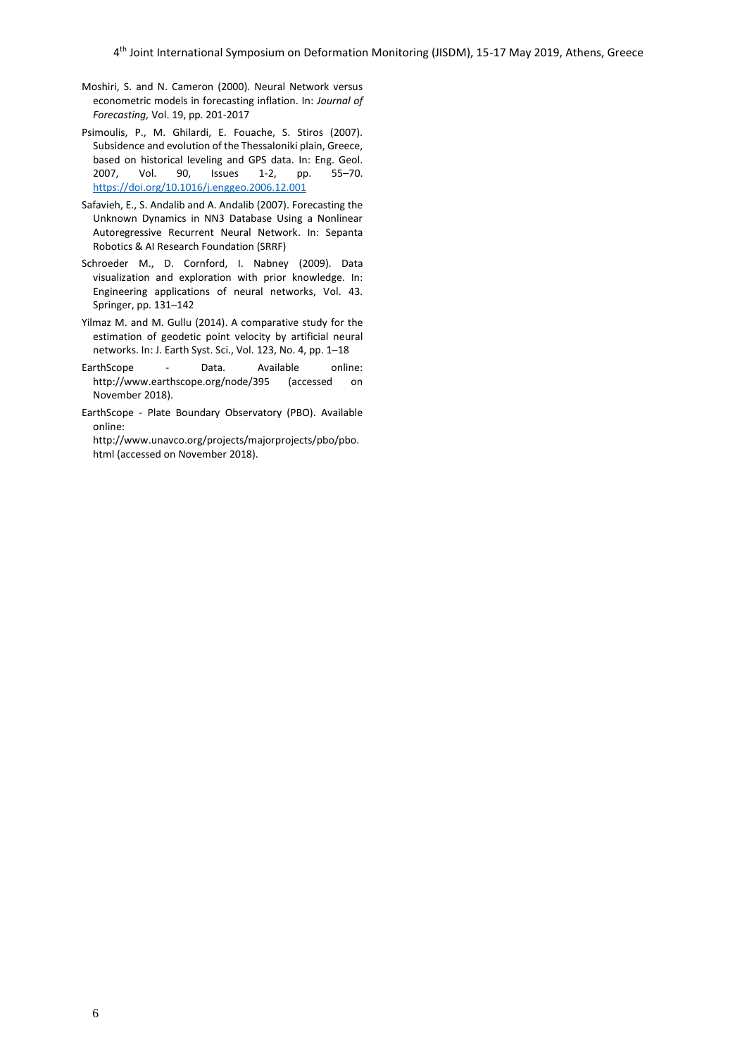Moshiri, S. and N. Cameron (2000). Neural Network versus econometric models in forecasting inflation. In: *Journal of Forecasting,* Vol. 19, pp. 201-2017

Psimoulis, P., M. Ghilardi, E. Fouache, S. Stiros (2007). Subsidence and evolution of the Thessaloniki plain, Greece, based on historical leveling and GPS data. In: Eng. Geol. 2007, Vol. 90, Issues 1-2, pp. 55–70. https://doi.org/10.1016/j.enggeo.2006.12.001

Safavieh, E., S. Andalib and A. Andalib (2007). Forecasting the Unknown Dynamics in NN3 Database Using a Nonlinear Autoregressive Recurrent Neural Network. In: Sepanta Robotics & AI Research Foundation (SRRF)

Schroeder M., D. Cornford, I. Nabney (2009). Data visualization and exploration with prior knowledge. In: Engineering applications of neural networks, Vol. 43. Springer, pp. 131–142

Yilmaz M. and M. Gullu (2014). A comparative study for the estimation of geodetic point velocity by artificial neural networks. In: J. Earth Syst. Sci., Vol. 123, No. 4, pp. 1–18

EarthScope - Data. Available online: http://www.earthscope.org/node/395 (accessed on November 2018).

EarthScope - Plate Boundary Observatory (PBO). Available online: http://www.unavco.org/projects/majorprojects/pbo/pbo.html (accessed on November 2018).